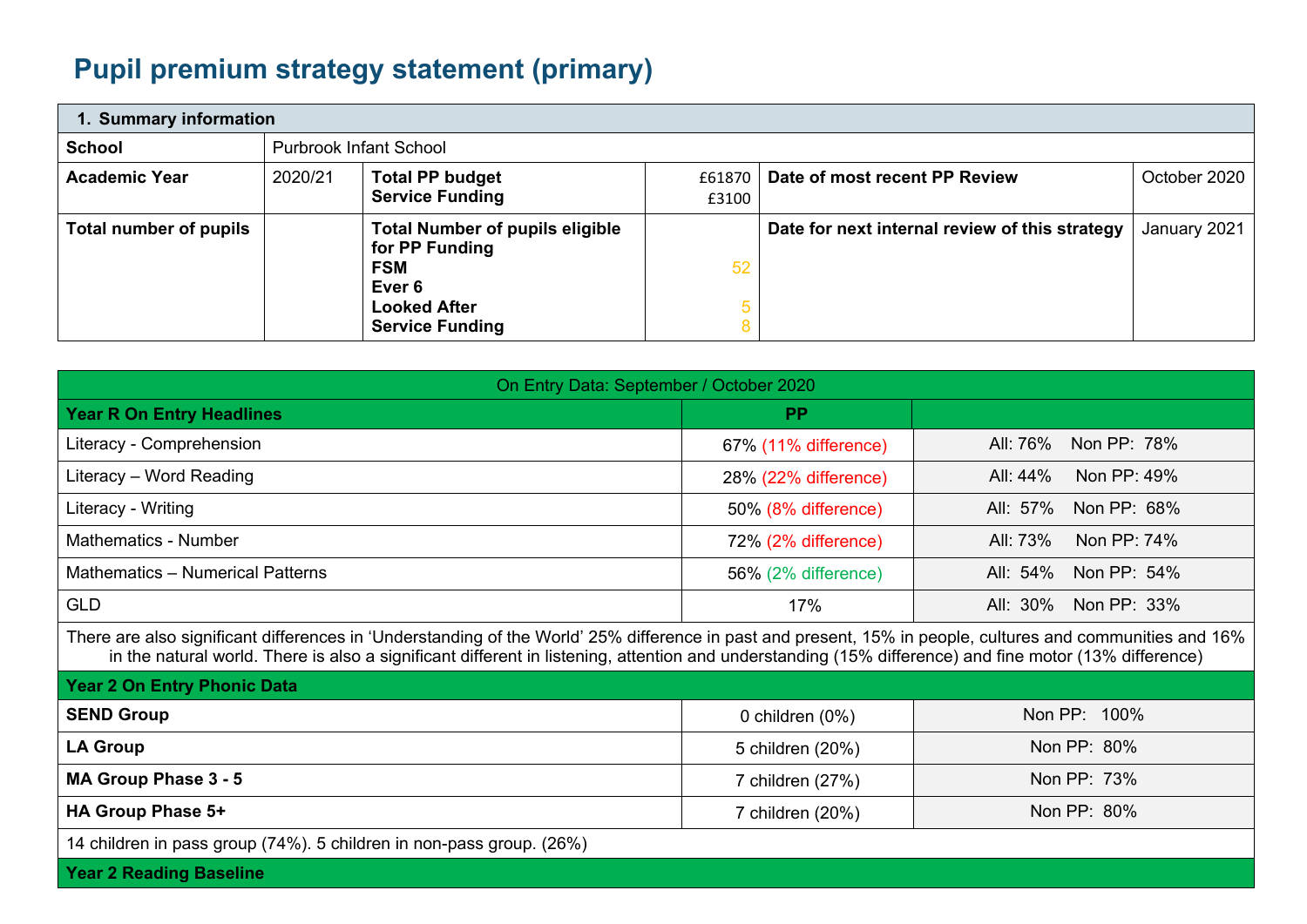# Pupil premium strategy statement (primary)

| 1. Summary information | | | | | |
|---|---|---|---|---|---|
| **School** | Purbrook Infant School | | | | |
| **Academic Year** | 2020/21 | **Total PP budget**<br>**Service Funding** | £61870<br>£3100 | **Date of most recent PP Review** | October 2020 |
| **Total number of pupils** | | **Total Number of pupils eligible for PP Funding**<br>**FSM**<br>**Ever 6**<br>**Looked After**<br>**Service Funding** | <br>52<br><br>5<br>8 | **Date for next internal review of this strategy** | January 2021 |

| On Entry Data: September / October 2020 | | |
|---|---|---|
| **Year R On Entry Headlines** | **PP** | |
| Literacy - Comprehension | 67% (11% difference) | All: 76% Non PP: 78% |
| Literacy – Word Reading | 28% (22% difference) | All: 44% Non PP: 49% |
| Literacy - Writing | 50% (8% difference) | All: 57% Non PP: 68% |
| Mathematics - Number | 72% (2% difference) | All: 73% Non PP: 74% |
| Mathematics – Numerical Patterns | 56% (2% difference) | All: 54% Non PP: 54% |
| GLD | 17% | All: 30% Non PP: 33% |
| There are also significant differences in 'Understanding of the World' 25% difference in past and present, 15% in people, cultures and communities and 16% in the natural world. There is also a significant different in listening, attention and understanding (15% difference) and fine motor (13% difference) | | |
| **Year 2 On Entry Phonic Data** | | |
| **SEND Group** | 0 children (0%) | Non PP: 100% |
| **LA Group** | 5 children (20%) | Non PP: 80% |
| **MA Group Phase 3 - 5** | 7 children (27%) | Non PP: 73% |
| **HA Group Phase 5+** | 7 children (20%) | Non PP: 80% |
| 14 children in pass group (74%). 5 children in non-pass group. (26%) | | |
| **Year 2 Reading Baseline** | | |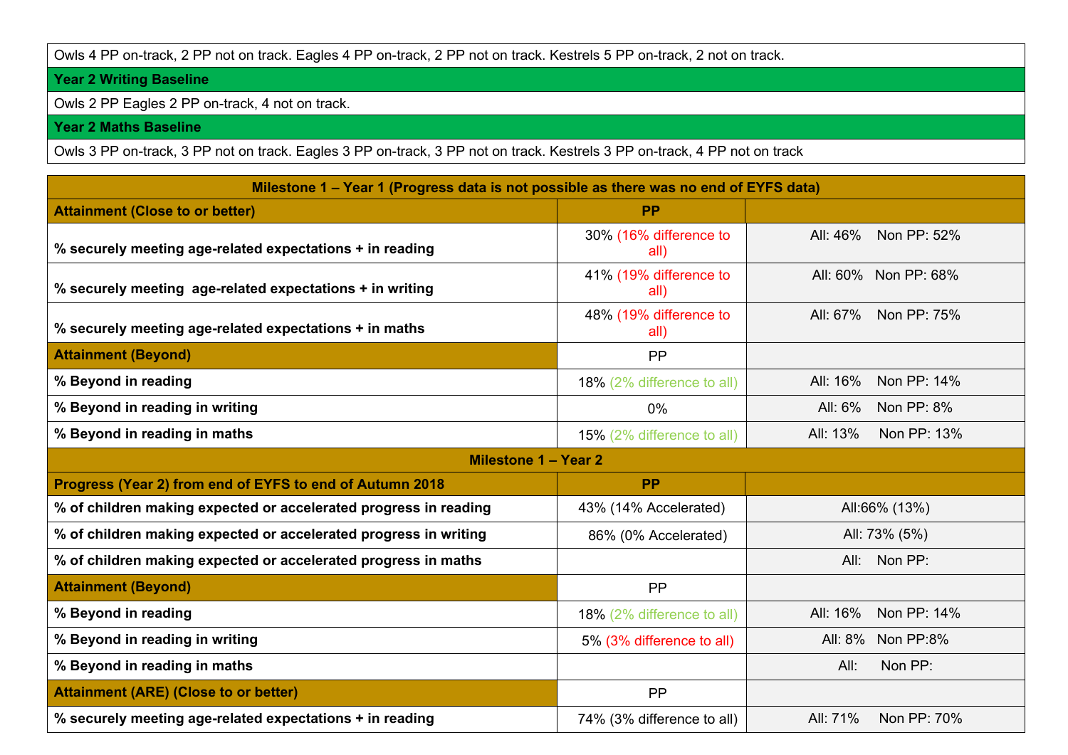| Owls 4 PP on-track, 2 PP not on track. Eagles 4 PP on-track, 2 PP not on track. Kestrels 5 PP on-track, 2 not on track. |
|---|
| **Year 2 Writing Baseline** |
| Owls 2 PP Eagles 2 PP on-track, 4 not on track. |
| **Year 2 Maths Baseline** |
| Owls 3 PP on-track, 3 PP not on track. Eagles 3 PP on-track, 3 PP not on track. Kestrels 3 PP on-track, 4 PP not on track |

| **Milestone 1 – Year 1 (Progress data is not possible as there was no end of EYFS data)** | | |
|---|---|---|
| **Attainment (Close to or better)** | **PP** | |
| **% securely meeting age-related expectations + in reading** | 30% (16% difference to all) | All: 46% Non PP: 52% |
| **% securely meeting age-related expectations + in writing** | 41% (19% difference to all) | All: 60% Non PP: 68% |
| **% securely meeting age-related expectations + in maths** | 48% (19% difference to all) | All: 67% Non PP: 75% |
| **Attainment (Beyond)** | PP | |
| **% Beyond in reading** | 18% (2% difference to all) | All: 16% Non PP: 14% |
| **% Beyond in reading in writing** | 0% | All: 6% Non PP: 8% |
| **% Beyond in reading in maths** | 15% (2% difference to all) | All: 13% Non PP: 13% |
| **Milestone 1 – Year 2** | | |
| **Progress (Year 2) from end of EYFS to end of Autumn 2018** | **PP** | |
| **% of children making expected or accelerated progress in reading** | 43% (14% Accelerated) | All:66% (13%) |
| **% of children making expected or accelerated progress in writing** | 86% (0% Accelerated) | All: 73% (5%) |
| **% of children making expected or accelerated progress in maths** | | All: Non PP: |
| **Attainment (Beyond)** | PP | |
| **% Beyond in reading** | 18% (2% difference to all) | All: 16% Non PP: 14% |
| **% Beyond in reading in writing** | 5% (3% difference to all) | All: 8% Non PP:8% |
| **% Beyond in reading in maths** | | All: Non PP: |
| **Attainment (ARE) (Close to or better)** | PP | |
| **% securely meeting age-related expectations + in reading** | 74% (3% difference to all) | All: 71% Non PP: 70% |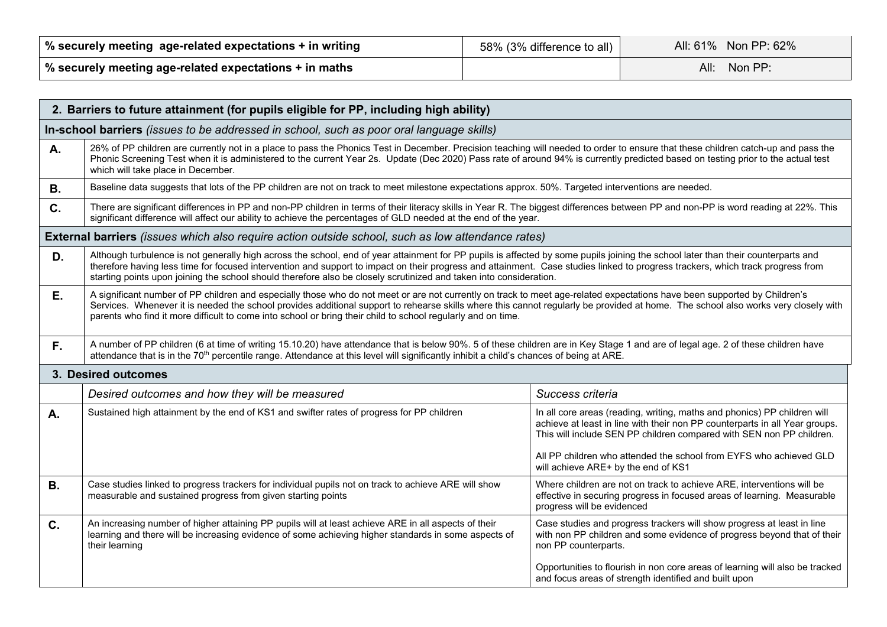| % securely meeting age-related expectations + in writing | 58% (3% difference to all) | All: 61% Non PP: 62% |
|---|---|---|
| % securely meeting age-related expectations + in maths | | All: Non PP: |

| **2. Barriers to future attainment (for pupils eligible for PP, including high ability)** | |
|---|---|
| **In-school barriers** *(issues to be addressed in school, such as poor oral language skills)* | |
| **A.** | 26% of PP children are currently not in a place to pass the Phonics Test in December. Precision teaching will needed to order to ensure that these children catch-up and pass the Phonic Screening Test when it is administered to the current Year 2s. Update (Dec 2020) Pass rate of around 94% is currently predicted based on testing prior to the actual test which will take place in December. |
| **B.** | Baseline data suggests that lots of the PP children are not on track to meet milestone expectations approx. 50%. Targeted interventions are needed. |
| **C.** | There are significant differences in PP and non-PP children in terms of their literacy skills in Year R. The biggest differences between PP and non-PP is word reading at 22%. This significant difference will affect our ability to achieve the percentages of GLD needed at the end of the year. |
| **External barriers** *(issues which also require action outside school, such as low attendance rates)* | |
| **D.** | Although turbulence is not generally high across the school, end of year attainment for PP pupils is affected by some pupils joining the school later than their counterparts and therefore having less time for focused intervention and support to impact on their progress and attainment. Case studies linked to progress trackers, which track progress from starting points upon joining the school should therefore also be closely scrutinized and taken into consideration. |
| **E.** | A significant number of PP children and especially those who do not meet or are not currently on track to meet age-related expectations have been supported by Children's Services. Whenever it is needed the school provides additional support to rehearse skills where this cannot regularly be provided at home. The school also works very closely with parents who find it more difficult to come into school or bring their child to school regularly and on time. |
| **F.** | A number of PP children (6 at time of writing 15.10.20) have attendance that is below 90%. 5 of these children are in Key Stage 1 and are of legal age. 2 of these children have attendance that is in the 70th percentile range. Attendance at this level will significantly inhibit a child's chances of being at ARE. |

| **3. Desired outcomes** | | |
|---|---|---|
| | *Desired outcomes and how they will be measured* | *Success criteria* |
| **A.** | Sustained high attainment by the end of KS1 and swifter rates of progress for PP children | In all core areas (reading, writing, maths and phonics) PP children will achieve at least in line with their non PP counterparts in all Year groups. This will include SEN PP children compared with SEN non PP children.<br><br>All PP children who attended the school from EYFS who achieved GLD will achieve ARE+ by the end of KS1 |
| **B.** | Case studies linked to progress trackers for individual pupils not on track to achieve ARE will show measurable and sustained progress from given starting points | Where children are not on track to achieve ARE, interventions will be effective in securing progress in focused areas of learning. Measurable progress will be evidenced |
| **C.** | An increasing number of higher attaining PP pupils will at least achieve ARE in all aspects of their learning and there will be increasing evidence of some achieving higher standards in some aspects of their learning | Case studies and progress trackers will show progress at least in line with non PP children and some evidence of progress beyond that of their non PP counterparts.<br><br>Opportunities to flourish in non core areas of learning will also be tracked and focus areas of strength identified and built upon |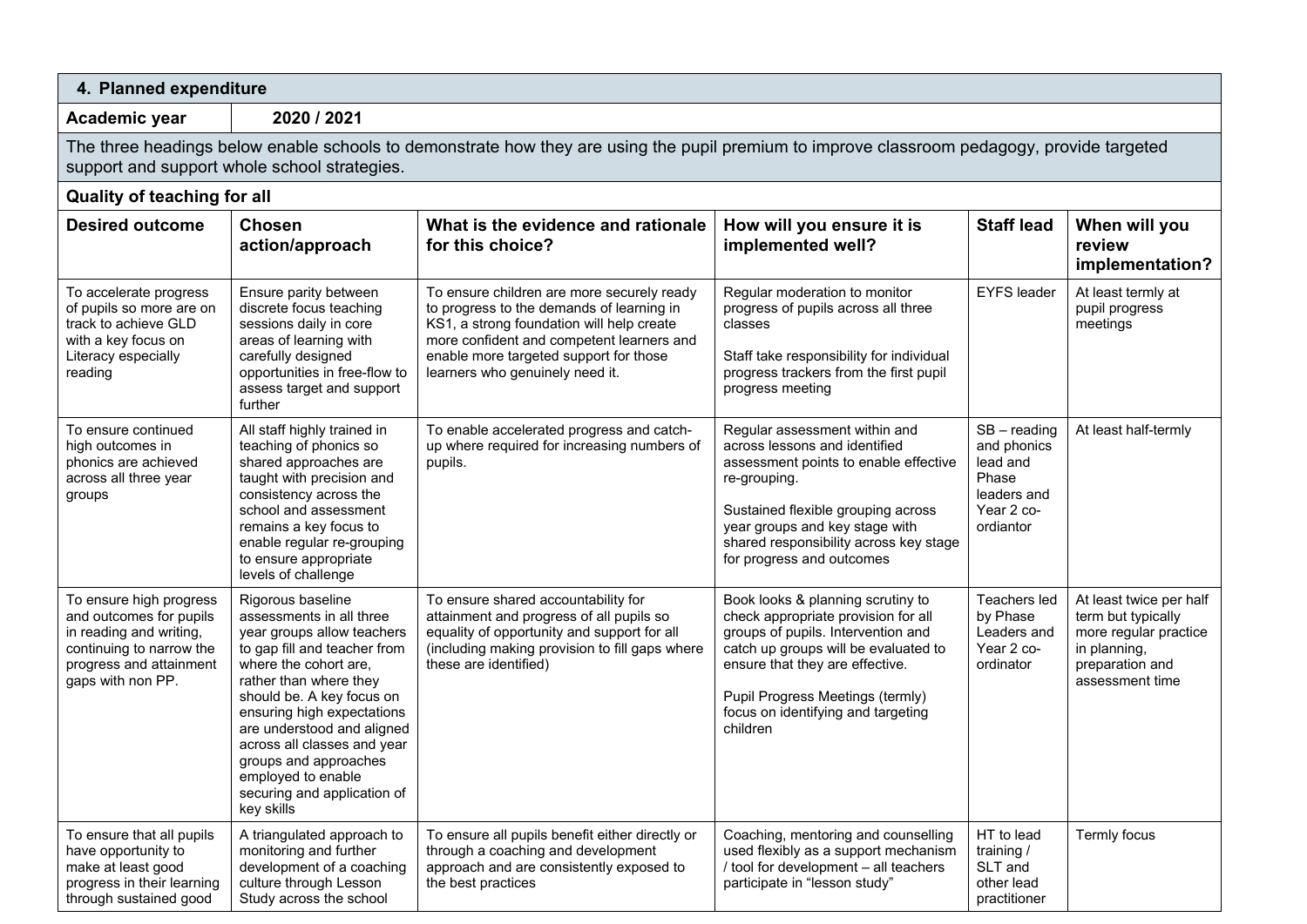## 4. Planned expenditure

**Academic year** 2020 / 2021

The three headings below enable schools to demonstrate how they are using the pupil premium to improve classroom pedagogy, provide targeted support and support whole school strategies.

### Quality of teaching for all

| Desired outcome | Chosen action/approach | What is the evidence and rationale for this choice? | How will you ensure it is implemented well? | Staff lead | When will you review implementation? |
|---|---|---|---|---|---|
| To accelerate progress of pupils so more are on track to achieve GLD with a key focus on Literacy especially reading | Ensure parity between discrete focus teaching sessions daily in core areas of learning with carefully designed opportunities in free-flow to assess target and support further | To ensure children are more securely ready to progress to the demands of learning in KS1, a strong foundation will help create more confident and competent learners and enable more targeted support for those learners who genuinely need it. | Regular moderation to monitor progress of pupils across all three classes<br><br>Staff take responsibility for individual progress trackers from the first pupil progress meeting | EYFS leader | At least termly at pupil progress meetings |
| To ensure continued high outcomes in phonics are achieved across all three year groups | All staff highly trained in teaching of phonics so shared approaches are taught with precision and consistency across the school and assessment remains a key focus to enable regular re-grouping to ensure appropriate levels of challenge | To enable accelerated progress and catch-up where required for increasing numbers of pupils. | Regular assessment within and across lessons and identified assessment points to enable effective re-grouping.<br><br>Sustained flexible grouping across year groups and key stage with shared responsibility across key stage for progress and outcomes | SB – reading and phonics lead and Phase leaders and Year 2 co-ordiantor | At least half-termly |
| To ensure high progress and outcomes for pupils in reading and writing, continuing to narrow the progress and attainment gaps with non PP. | Rigorous baseline assessments in all three year groups allow teachers to gap fill and teacher from where the cohort are, rather than where they should be. A key focus on ensuring high expectations are understood and aligned across all classes and year groups and approaches employed to enable securing and application of key skills | To ensure shared accountability for attainment and progress of all pupils so equality of opportunity and support for all (including making provision to fill gaps where these are identified) | Book looks & planning scrutiny to check appropriate provision for all groups of pupils. Intervention and catch up groups will be evaluated to ensure that they are effective.<br><br>Pupil Progress Meetings (termly) focus on identifying and targeting children | Teachers led by Phase Leaders and Year 2 co-ordinator | At least twice per half term but typically more regular practice in planning, preparation and assessment time |
| To ensure that all pupils have opportunity to make at least good progress in their learning through sustained good | A triangulated approach to monitoring and further development of a coaching culture through Lesson Study across the school | To ensure all pupils benefit either directly or through a coaching and development approach and are consistently exposed to the best practices | Coaching, mentoring and counselling used flexibly as a support mechanism / tool for development – all teachers participate in "lesson study" | HT to lead training / SLT and other lead practitioner | Termly focus |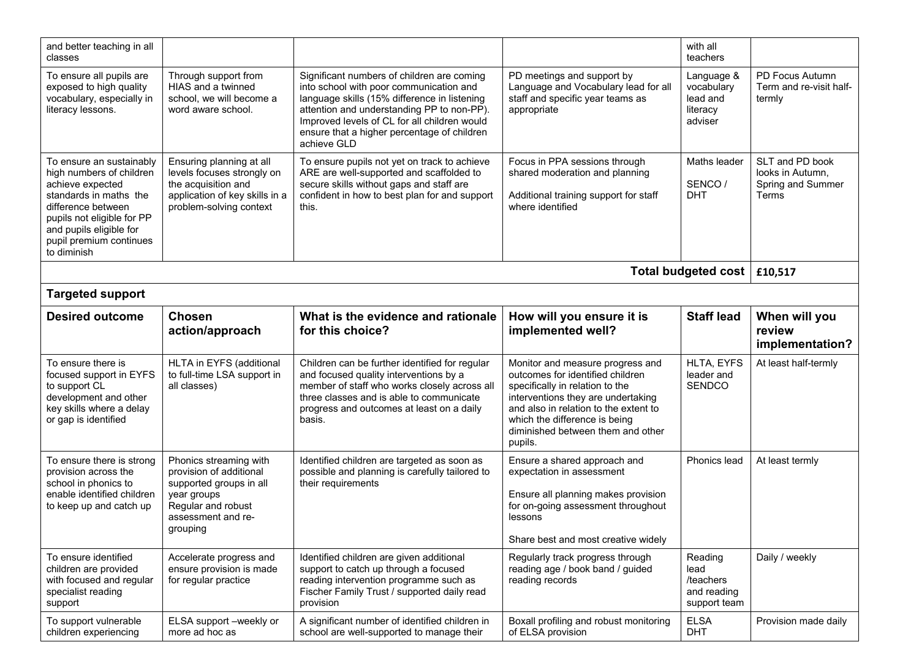| and better teaching in all classes | | | | with all teachers | |
|---|---|---|---|---|---|
| To ensure all pupils are exposed to high quality vocabulary, especially in literacy lessons. | Through support from HIAS and a twinned school, we will become a word aware school. | Significant numbers of children are coming into school with poor communication and language skills (15% difference in listening attention and understanding PP to non-PP). Improved levels of CL for all children would ensure that a higher percentage of children achieve GLD | PD meetings and support by Language and Vocabulary lead for all staff and specific year teams as appropriate | Language & vocabulary lead and literacy adviser | PD Focus Autumn Term and re-visit half-termly |
| To ensure an sustainably high numbers of children achieve expected standards in maths the difference between pupils not eligible for PP and pupils eligible for pupil premium continues to diminish | Ensuring planning at all levels focuses strongly on the acquisition and application of key skills in a problem-solving context | To ensure pupils not yet on track to achieve ARE are well-supported and scaffolded to secure skills without gaps and staff are confident in how to best plan for and support this. | Focus in PPA sessions through shared moderation and planning<br><br>Additional training support for staff where identified | Maths leader<br><br>SENCO / DHT | SLT and PD book looks in Autumn, Spring and Summer Terms |
| | | | | **Total budgeted cost** | **£10,517** |

**Targeted support**

| Desired outcome | Chosen action/approach | What is the evidence and rationale for this choice? | How will you ensure it is implemented well? | Staff lead | When will you review implementation? |
|---|---|---|---|---|---|
| To ensure there is focused support in EYFS to support CL development and other key skills where a delay or gap is identified | HLTA in EYFS (additional to full-time LSA support in all classes) | Children can be further identified for regular and focused quality interventions by a member of staff who works closely across all three classes and is able to communicate progress and outcomes at least on a daily basis. | Monitor and measure progress and outcomes for identified children specifically in relation to the interventions they are undertaking and also in relation to the extent to which the difference is being diminished between them and other pupils. | HLTA, EYFS leader and SENDCO | At least half-termly |
| To ensure there is strong provision across the school in phonics to enable identified children to keep up and catch up | Phonics streaming with provision of additional supported groups in all year groups<br>Regular and robust assessment and re-grouping | Identified children are targeted as soon as possible and planning is carefully tailored to their requirements | Ensure a shared approach and expectation in assessment<br><br>Ensure all planning makes provision for on-going assessment throughout lessons<br><br>Share best and most creative widely | Phonics lead | At least termly |
| To ensure identified children are provided with focused and regular specialist reading support | Accelerate progress and ensure provision is made for regular practice | Identified children are given additional support to catch up through a focused reading intervention programme such as Fischer Family Trust / supported daily read provision | Regularly track progress through reading age / book band / guided reading records | Reading lead /teachers and reading support team | Daily / weekly |
| To support vulnerable children experiencing | ELSA support –weekly or more ad hoc as | A significant number of identified children in school are well-supported to manage their | Boxall profiling and robust monitoring of ELSA provision | ELSA DHT | Provision made daily |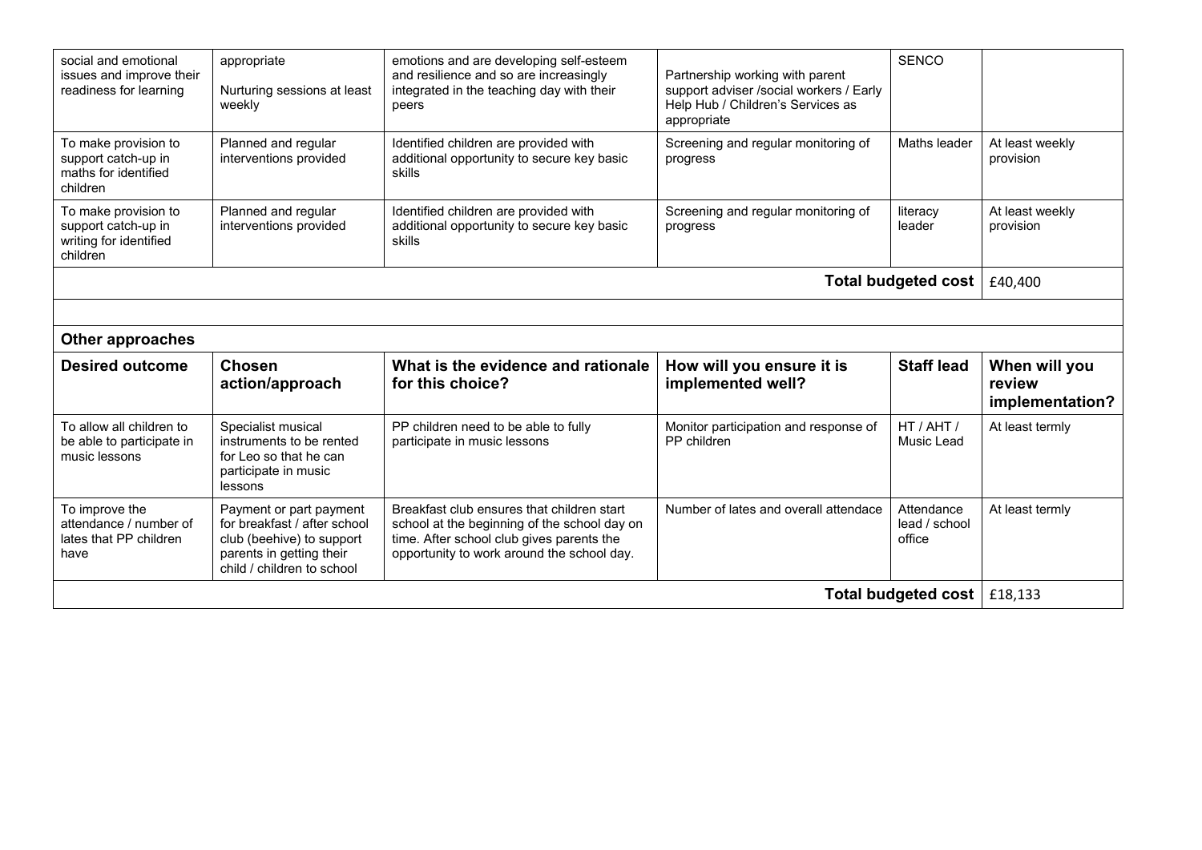| | | | | | |
|---|---|---|---|---|---|
| social and emotional issues and improve their readiness for learning | appropriate<br><br>Nurturing sessions at least weekly | emotions and are developing self-esteem and resilience and so are increasingly integrated in the teaching day with their peers | Partnership working with parent support adviser /social workers / Early Help Hub / Children's Services as appropriate | SENCO | |
| To make provision to support catch-up in maths for identified children | Planned and regular interventions provided | Identified children are provided with additional opportunity to secure key basic skills | Screening and regular monitoring of progress | Maths leader | At least weekly provision |
| To make provision to support catch-up in writing for identified children | Planned and regular interventions provided | Identified children are provided with additional opportunity to secure key basic skills | Screening and regular monitoring of progress | literacy leader | At least weekly provision |
| | | | | **Total budgeted cost** | £40,400 |

**Other approaches**

| Desired outcome | Chosen action/approach | What is the evidence and rationale for this choice? | How will you ensure it is implemented well? | Staff lead | When will you review implementation? |
|---|---|---|---|---|---|
| To allow all children to be able to participate in music lessons | Specialist musical instruments to be rented for Leo so that he can participate in music lessons | PP children need to be able to fully participate in music lessons | Monitor participation and response of PP children | HT / AHT / Music Lead | At least termly |
| To improve the attendance / number of lates that PP children have | Payment or part payment for breakfast / after school club (beehive) to support parents in getting their child / children to school | Breakfast club ensures that children start school at the beginning of the school day on time. After school club gives parents the opportunity to work around the school day. | Number of lates and overall attendace | Attendance lead / school office | At least termly |
| | | | | **Total budgeted cost** | £18,133 |